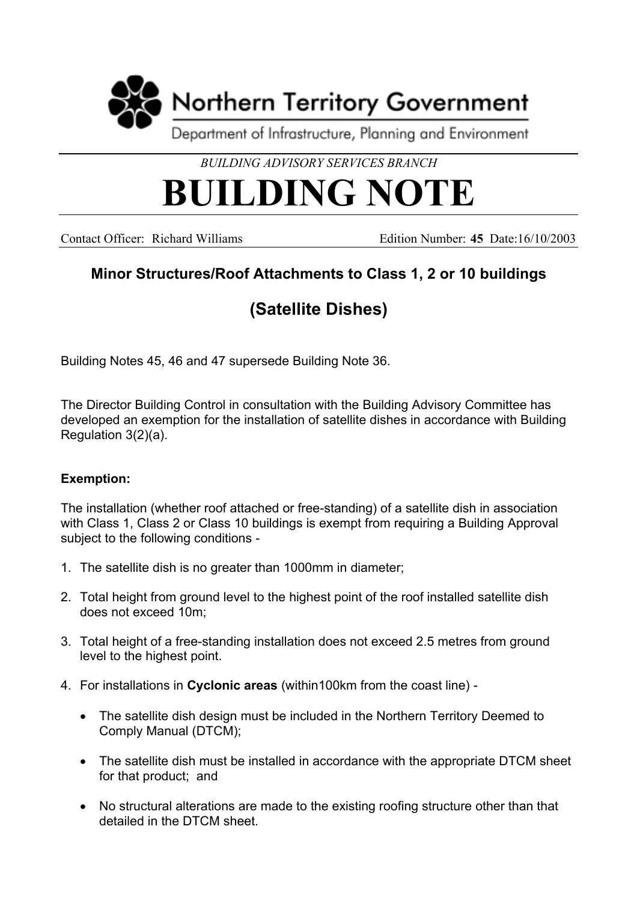Northern Territory Government

Department of Infrastructure, Planning and Environment

*BUILDING ADVISORY SERVICES BRANCH*

# BUILDING NOTE

Contact Officer: Richard Williams Edition Number: **45** Date:16/10/2003

## Minor Structures/Roof Attachments to Class 1, 2 or 10 buildings

## (Satellite Dishes)

Building Notes 45, 46 and 47 supersede Building Note 36.

The Director Building Control in consultation with the Building Advisory Committee has developed an exemption for the installation of satellite dishes in accordance with Building Regulation 3(2)(a).

**Exemption:**

The installation (whether roof attached or free-standing) of a satellite dish in association with Class 1, Class 2 or Class 10 buildings is exempt from requiring a Building Approval subject to the following conditions -

1. The satellite dish is no greater than 1000mm in diameter;
2. Total height from ground level to the highest point of the roof installed satellite dish does not exceed 10m;
3. Total height of a free-standing installation does not exceed 2.5 metres from ground level to the highest point.
4. For installations in **Cyclonic areas** (within100km from the coast line) -
   - The satellite dish design must be included in the Northern Territory Deemed to Comply Manual (DTCM);
   - The satellite dish must be installed in accordance with the appropriate DTCM sheet for that product; and
   - No structural alterations are made to the existing roofing structure other than that detailed in the DTCM sheet.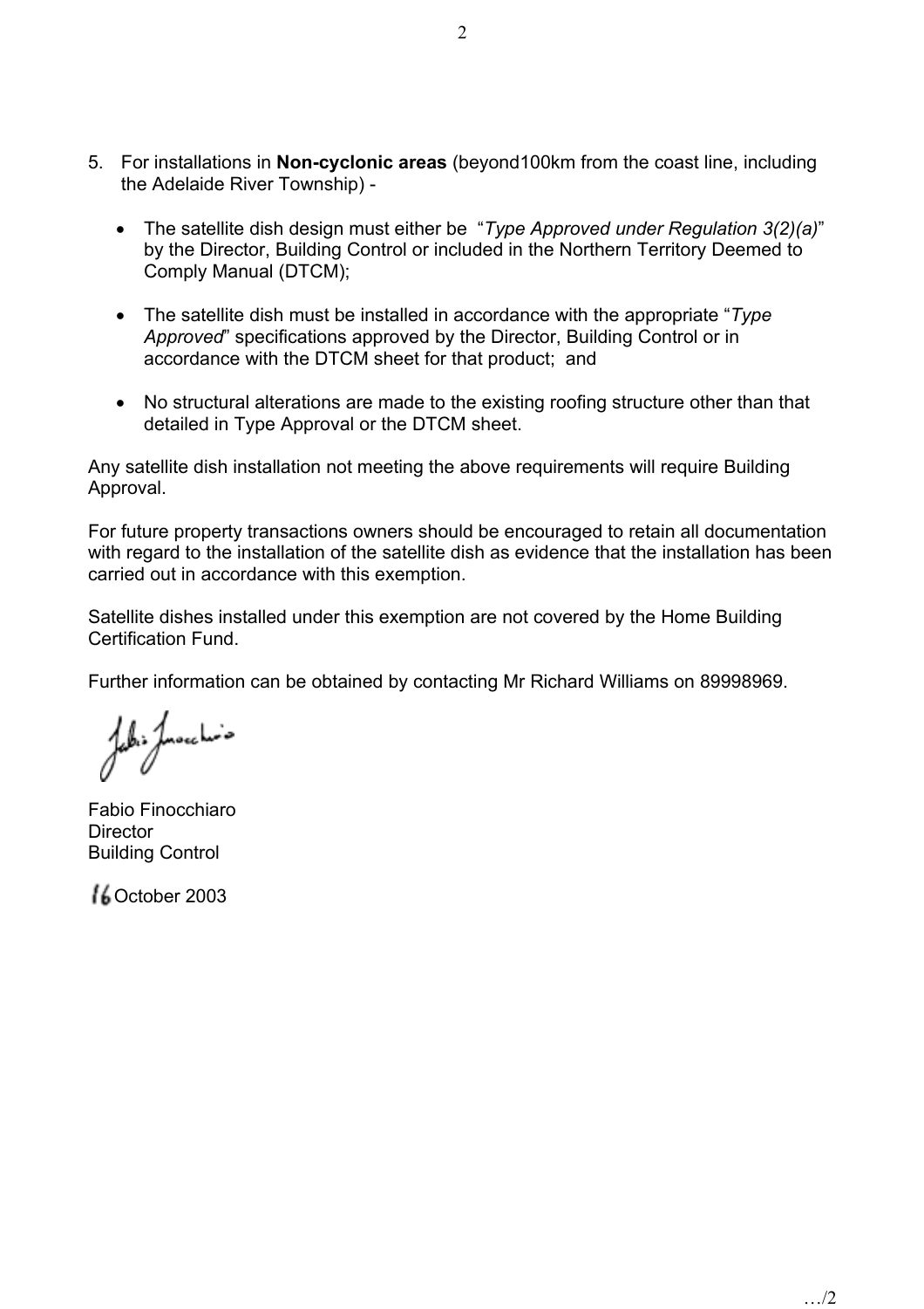5. For installations in **Non-cyclonic areas** (beyond100km from the coast line, including the Adelaide River Township) -

   - The satellite dish design must either be "*Type Approved under Regulation 3(2)(a)*" by the Director, Building Control or included in the Northern Territory Deemed to Comply Manual (DTCM);

   - The satellite dish must be installed in accordance with the appropriate "*Type Approved*" specifications approved by the Director, Building Control or in accordance with the DTCM sheet for that product; and

   - No structural alterations are made to the existing roofing structure other than that detailed in Type Approval or the DTCM sheet.

Any satellite dish installation not meeting the above requirements will require Building Approval.

For future property transactions owners should be encouraged to retain all documentation with regard to the installation of the satellite dish as evidence that the installation has been carried out in accordance with this exemption.

Satellite dishes installed under this exemption are not covered by the Home Building Certification Fund.

Further information can be obtained by contacting Mr Richard Williams on 89998969.

Fabio Finocchiaro
Director
Building Control

16 October 2003

…/2